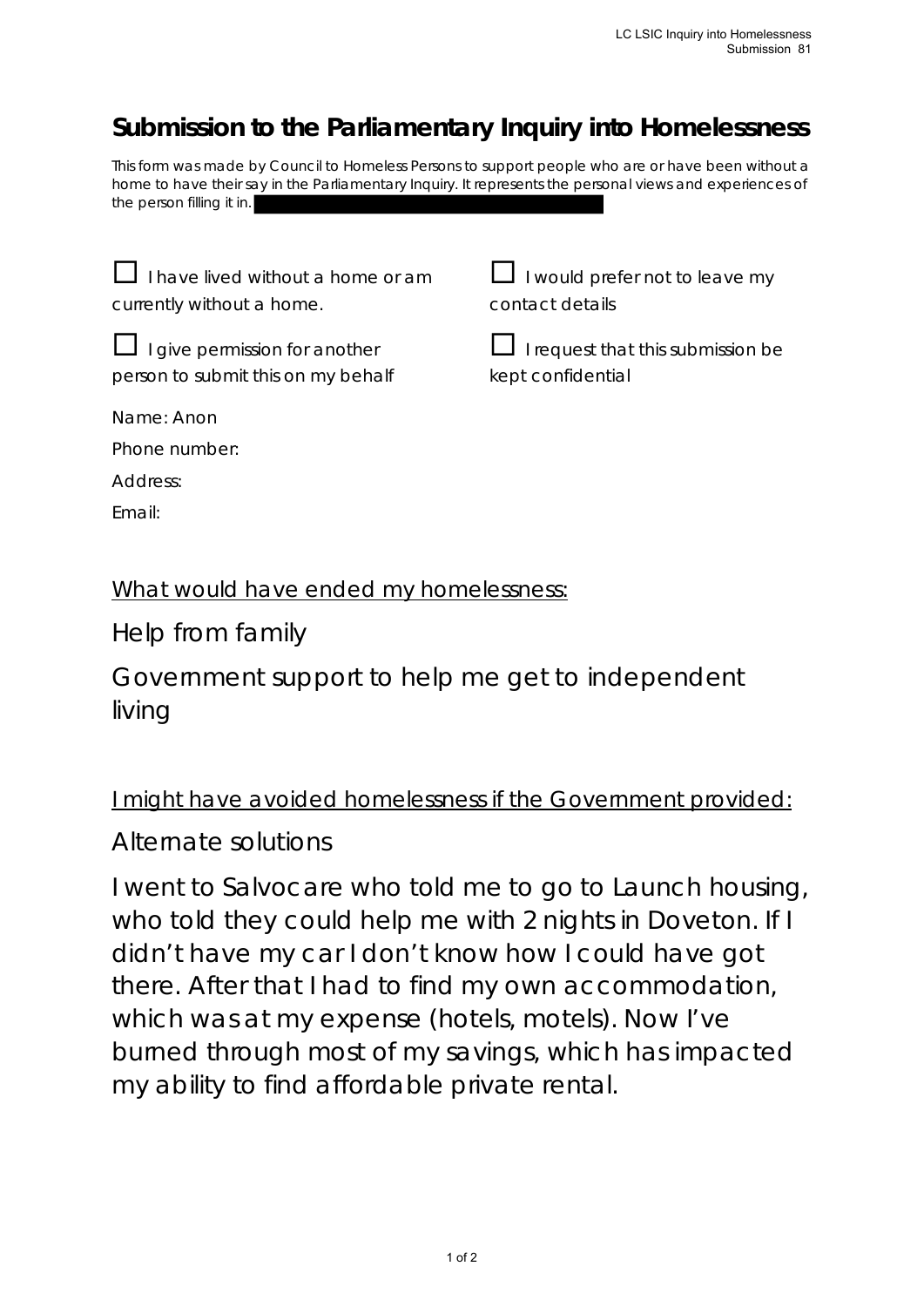# Submission to the Parliamentary Inquiry into Homelessness

*This form was made by Council to Homeless Persons to support people who are or have been without a home to have their say in the Parliamentary Inquiry. It represents the personal views and experiences of the person filling it in.*

☐ I have lived without a home or am currently without a home.

☐ I give permission for another person to submit this on my behalf

☐ I would prefer not to leave my contact details

☐ I request that this submission be kept confidential

Name: Anon

Phone number:

Address:

Email:

<u>What would have ended my homelessness:</u>

Help from family

Government support to help me get to independent living

<u>I might have avoided homelessness if the Government provided:</u>

Alternate solutions

I went to Salvocare who told me to go to Launch housing, who told they could help me with 2 nights in Doveton. If I didn't have my car I don't know how I could have got there. After that I had to find my own accommodation, which was at my expense (hotels, motels). Now I've burned through most of my savings, which has impacted my ability to find affordable private rental.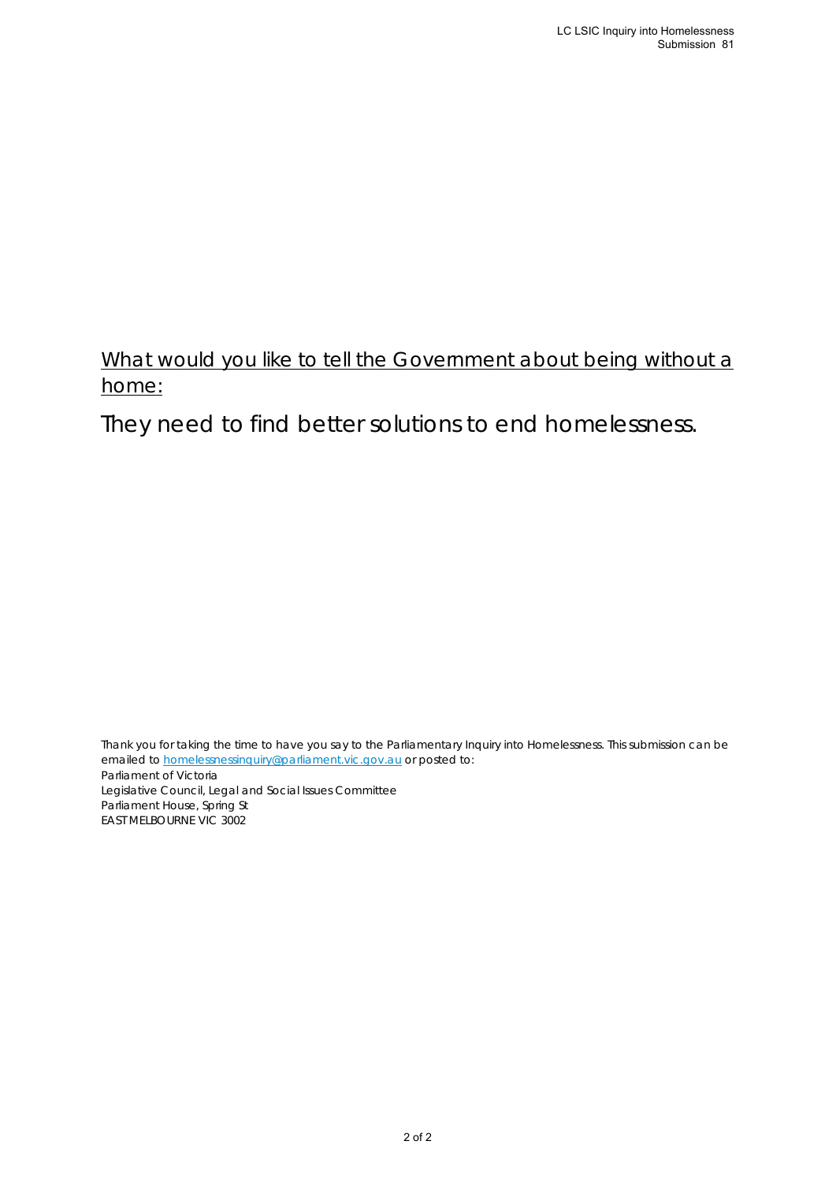<u>What would you like to tell the Government about being without a home:</u>

They need to find better solutions to end homelessness.

*Thank you for taking the time to have you say to the Parliamentary Inquiry into Homelessness. This submission can be emailed to [homelessnessinquiry@parliament.vic.gov.au](mailto:homelessnessinquiry@parliament.vic.gov.au) or posted to:*
*Parliament of Victoria*
*Legislative Council, Legal and Social Issues Committee*
*Parliament House, Spring St*
*EAST MELBOURNE VIC 3002*